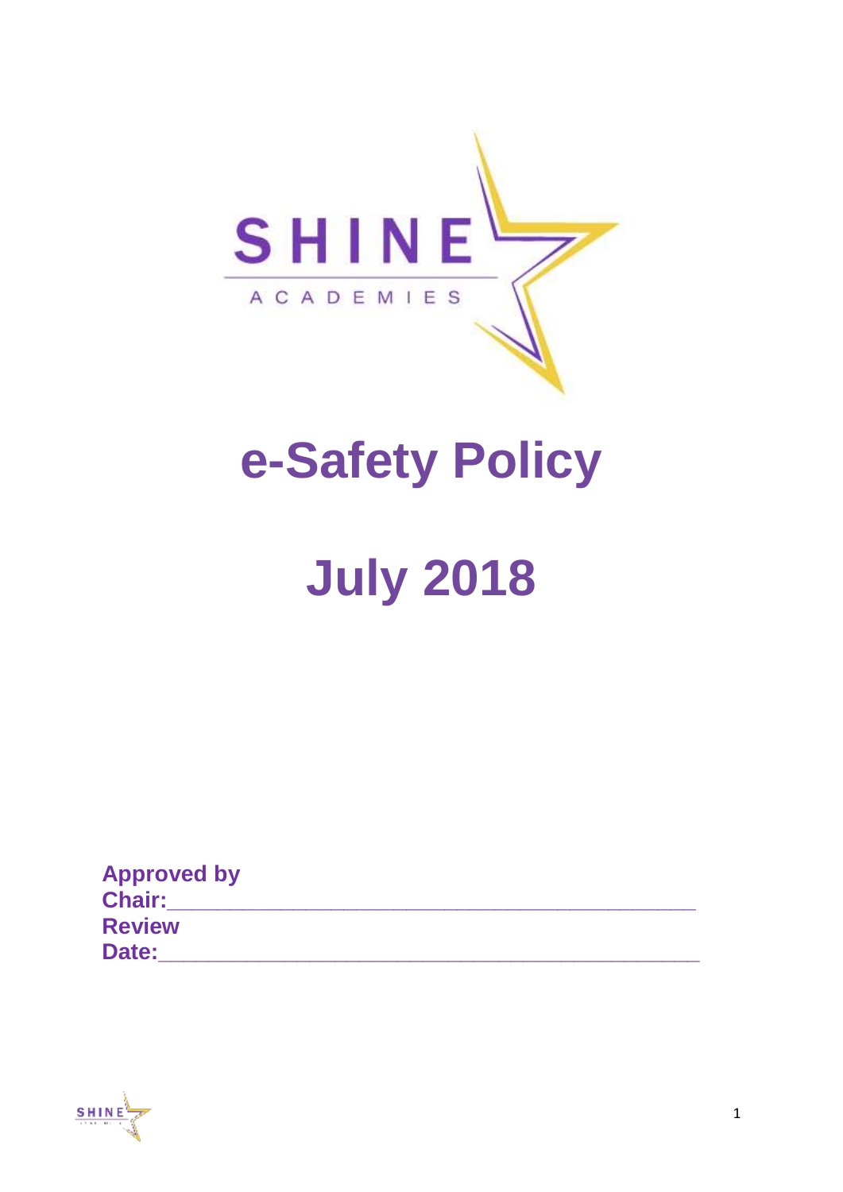SHINE

ACADEMIES

# e-Safety Policy

# July 2018

**Approved by Chair:**\_\_\_\_\_\_\_\_\_\_\_\_\_\_\_\_\_\_\_\_\_\_\_\_\_\_\_\_\_\_\_\_\_\_\_\_\_\_\_\_\_\_\_\_

**Review Date:**\_\_\_\_\_\_\_\_\_\_\_\_\_\_\_\_\_\_\_\_\_\_\_\_\_\_\_\_\_\_\_\_\_\_\_\_\_\_\_\_\_\_\_\_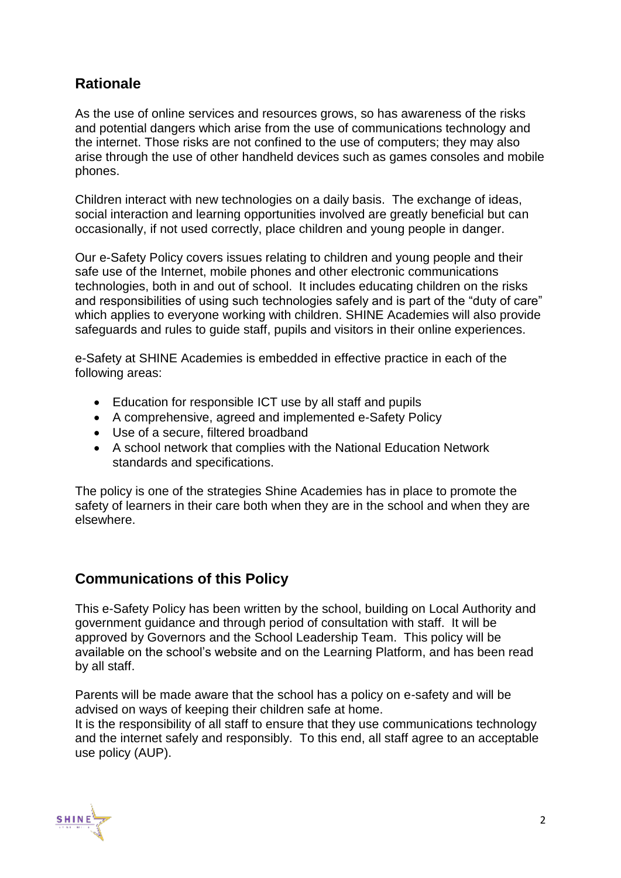## Rationale

As the use of online services and resources grows, so has awareness of the risks and potential dangers which arise from the use of communications technology and the internet. Those risks are not confined to the use of computers; they may also arise through the use of other handheld devices such as games consoles and mobile phones.

Children interact with new technologies on a daily basis. The exchange of ideas, social interaction and learning opportunities involved are greatly beneficial but can occasionally, if not used correctly, place children and young people in danger.

Our e-Safety Policy covers issues relating to children and young people and their safe use of the Internet, mobile phones and other electronic communications technologies, both in and out of school. It includes educating children on the risks and responsibilities of using such technologies safely and is part of the "duty of care" which applies to everyone working with children. SHINE Academies will also provide safeguards and rules to guide staff, pupils and visitors in their online experiences.

e-Safety at SHINE Academies is embedded in effective practice in each of the following areas:

- Education for responsible ICT use by all staff and pupils
- A comprehensive, agreed and implemented e-Safety Policy
- Use of a secure, filtered broadband
- A school network that complies with the National Education Network standards and specifications.

The policy is one of the strategies Shine Academies has in place to promote the safety of learners in their care both when they are in the school and when they are elsewhere.

## Communications of this Policy

This e-Safety Policy has been written by the school, building on Local Authority and government guidance and through period of consultation with staff. It will be approved by Governors and the School Leadership Team. This policy will be available on the school's website and on the Learning Platform, and has been read by all staff.

Parents will be made aware that the school has a policy on e-safety and will be advised on ways of keeping their children safe at home.
It is the responsibility of all staff to ensure that they use communications technology and the internet safely and responsibly. To this end, all staff agree to an acceptable use policy (AUP).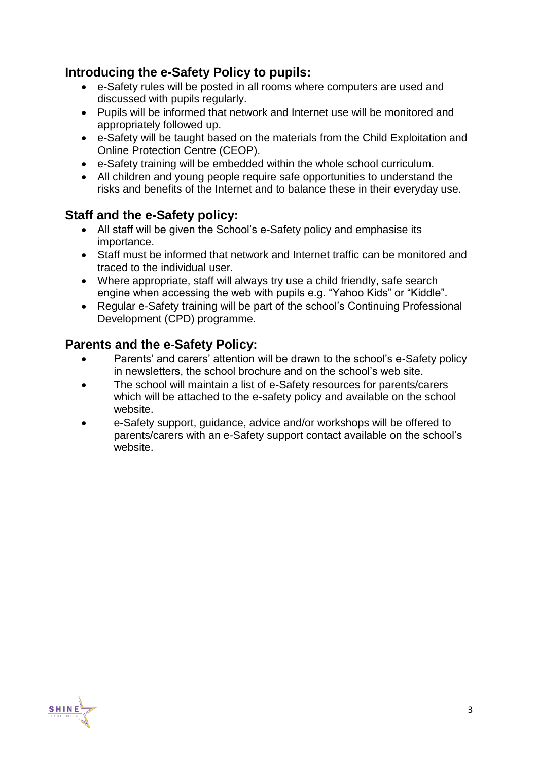## Introducing the e-Safety Policy to pupils:

- e-Safety rules will be posted in all rooms where computers are used and discussed with pupils regularly.
- Pupils will be informed that network and Internet use will be monitored and appropriately followed up.
- e-Safety will be taught based on the materials from the Child Exploitation and Online Protection Centre (CEOP).
- e-Safety training will be embedded within the whole school curriculum.
- All children and young people require safe opportunities to understand the risks and benefits of the Internet and to balance these in their everyday use.

## Staff and the e-Safety policy:

- All staff will be given the School's e-Safety policy and emphasise its importance.
- Staff must be informed that network and Internet traffic can be monitored and traced to the individual user.
- Where appropriate, staff will always try use a child friendly, safe search engine when accessing the web with pupils e.g. "Yahoo Kids" or "Kiddle".
- Regular e-Safety training will be part of the school's Continuing Professional Development (CPD) programme.

## Parents and the e-Safety Policy:

- Parents' and carers' attention will be drawn to the school's e-Safety policy in newsletters, the school brochure and on the school's web site.
- The school will maintain a list of e-Safety resources for parents/carers which will be attached to the e-safety policy and available on the school website.
- e-Safety support, guidance, advice and/or workshops will be offered to parents/carers with an e-Safety support contact available on the school's website.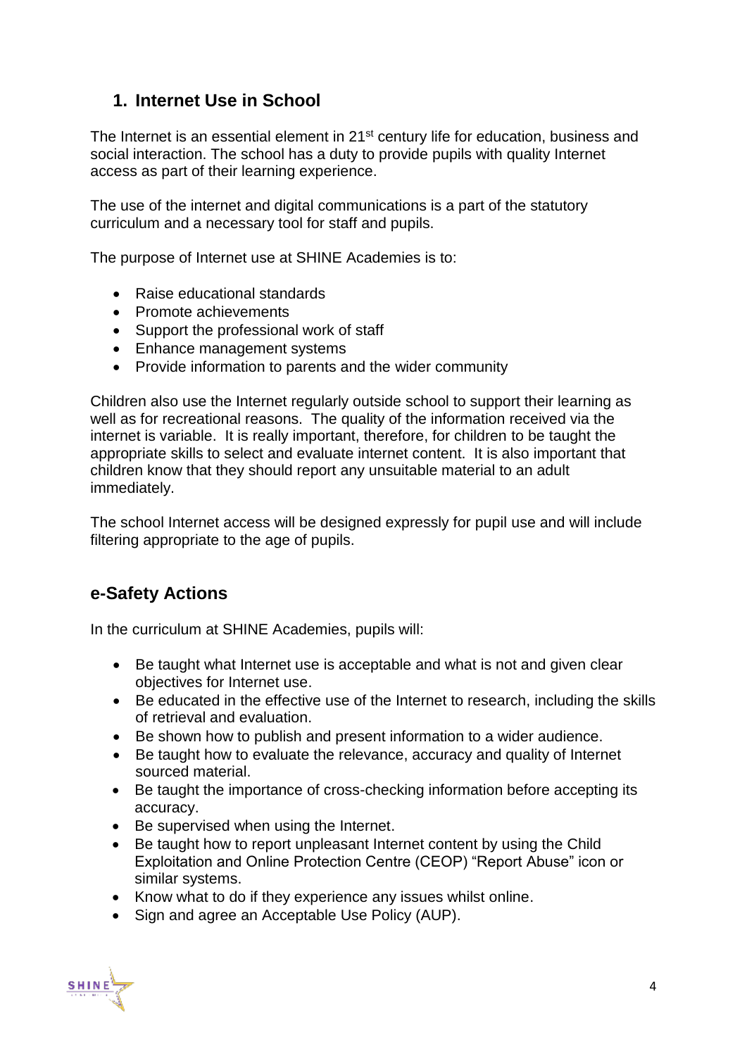## 1. Internet Use in School

The Internet is an essential element in 21st century life for education, business and social interaction. The school has a duty to provide pupils with quality Internet access as part of their learning experience.

The use of the internet and digital communications is a part of the statutory curriculum and a necessary tool for staff and pupils.

The purpose of Internet use at SHINE Academies is to:

- Raise educational standards
- Promote achievements
- Support the professional work of staff
- Enhance management systems
- Provide information to parents and the wider community

Children also use the Internet regularly outside school to support their learning as well as for recreational reasons. The quality of the information received via the internet is variable. It is really important, therefore, for children to be taught the appropriate skills to select and evaluate internet content. It is also important that children know that they should report any unsuitable material to an adult immediately.

The school Internet access will be designed expressly for pupil use and will include filtering appropriate to the age of pupils.

## e-Safety Actions

In the curriculum at SHINE Academies, pupils will:

- Be taught what Internet use is acceptable and what is not and given clear objectives for Internet use.
- Be educated in the effective use of the Internet to research, including the skills of retrieval and evaluation.
- Be shown how to publish and present information to a wider audience.
- Be taught how to evaluate the relevance, accuracy and quality of Internet sourced material.
- Be taught the importance of cross-checking information before accepting its accuracy.
- Be supervised when using the Internet.
- Be taught how to report unpleasant Internet content by using the Child Exploitation and Online Protection Centre (CEOP) "Report Abuse" icon or similar systems.
- Know what to do if they experience any issues whilst online.
- Sign and agree an Acceptable Use Policy (AUP).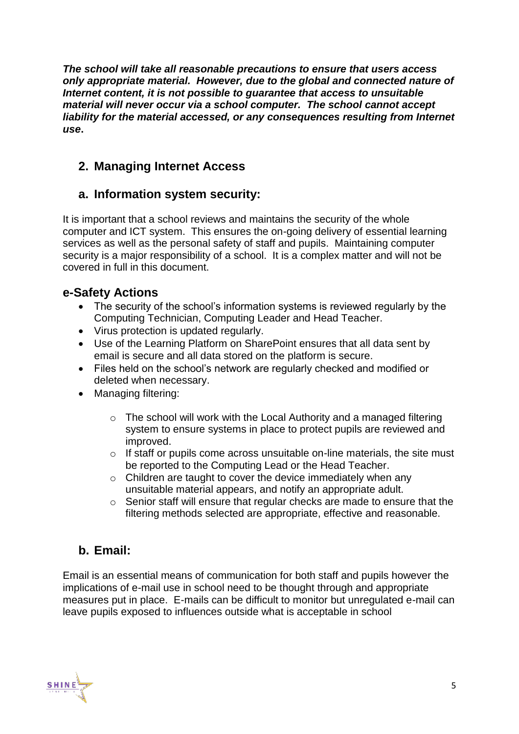***The school will take all reasonable precautions to ensure that users access only appropriate material. However, due to the global and connected nature of Internet content, it is not possible to guarantee that access to unsuitable material will never occur via a school computer. The school cannot accept liability for the material accessed, or any consequences resulting from Internet use.***

## 2. Managing Internet Access

## a. Information system security:

It is important that a school reviews and maintains the security of the whole computer and ICT system. This ensures the on-going delivery of essential learning services as well as the personal safety of staff and pupils. Maintaining computer security is a major responsibility of a school. It is a complex matter and will not be covered in full in this document.

### e-Safety Actions

- The security of the school's information systems is reviewed regularly by the Computing Technician, Computing Leader and Head Teacher.
- Virus protection is updated regularly.
- Use of the Learning Platform on SharePoint ensures that all data sent by email is secure and all data stored on the platform is secure.
- Files held on the school's network are regularly checked and modified or deleted when necessary.
- Managing filtering:
    - The school will work with the Local Authority and a managed filtering system to ensure systems in place to protect pupils are reviewed and improved.
    - If staff or pupils come across unsuitable on-line materials, the site must be reported to the Computing Lead or the Head Teacher.
    - Children are taught to cover the device immediately when any unsuitable material appears, and notify an appropriate adult.
    - Senior staff will ensure that regular checks are made to ensure that the filtering methods selected are appropriate, effective and reasonable.

## b. Email:

Email is an essential means of communication for both staff and pupils however the implications of e-mail use in school need to be thought through and appropriate measures put in place. E-mails can be difficult to monitor but unregulated e-mail can leave pupils exposed to influences outside what is acceptable in school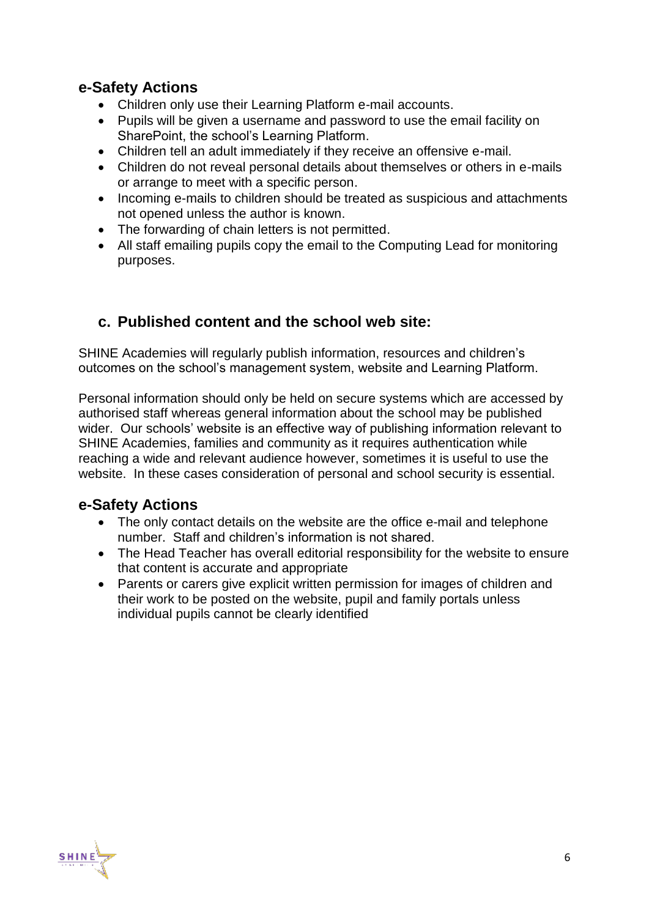### e-Safety Actions

- Children only use their Learning Platform e-mail accounts.
- Pupils will be given a username and password to use the email facility on SharePoint, the school's Learning Platform.
- Children tell an adult immediately if they receive an offensive e-mail.
- Children do not reveal personal details about themselves or others in e-mails or arrange to meet with a specific person.
- Incoming e-mails to children should be treated as suspicious and attachments not opened unless the author is known.
- The forwarding of chain letters is not permitted.
- All staff emailing pupils copy the email to the Computing Lead for monitoring purposes.

## c. Published content and the school web site:

SHINE Academies will regularly publish information, resources and children's outcomes on the school's management system, website and Learning Platform.

Personal information should only be held on secure systems which are accessed by authorised staff whereas general information about the school may be published wider. Our schools' website is an effective way of publishing information relevant to SHINE Academies, families and community as it requires authentication while reaching a wide and relevant audience however, sometimes it is useful to use the website. In these cases consideration of personal and school security is essential.

### e-Safety Actions

- The only contact details on the website are the office e-mail and telephone number. Staff and children's information is not shared.
- The Head Teacher has overall editorial responsibility for the website to ensure that content is accurate and appropriate
- Parents or carers give explicit written permission for images of children and their work to be posted on the website, pupil and family portals unless individual pupils cannot be clearly identified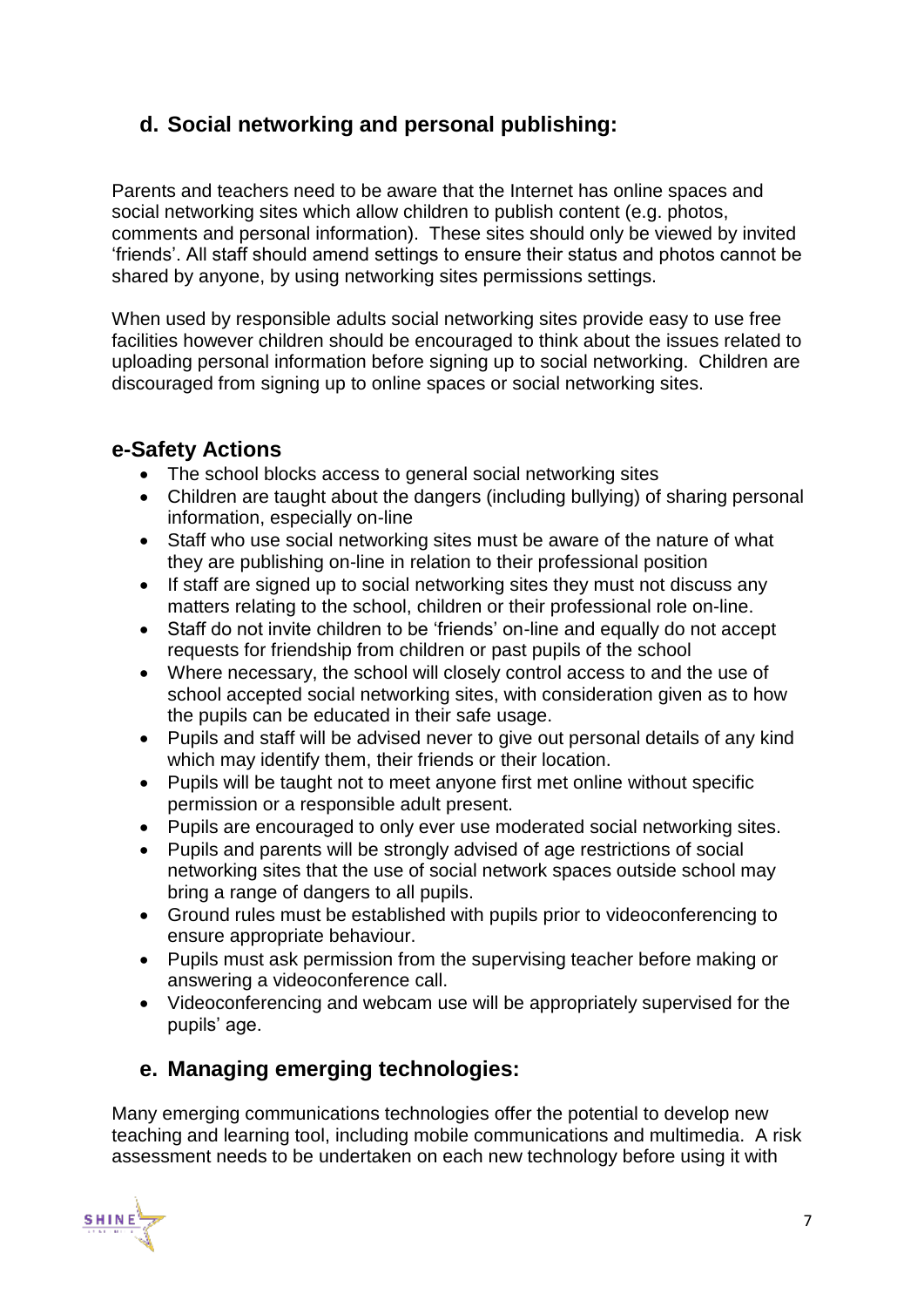## d. Social networking and personal publishing:

Parents and teachers need to be aware that the Internet has online spaces and social networking sites which allow children to publish content (e.g. photos, comments and personal information). These sites should only be viewed by invited 'friends'. All staff should amend settings to ensure their status and photos cannot be shared by anyone, by using networking sites permissions settings.

When used by responsible adults social networking sites provide easy to use free facilities however children should be encouraged to think about the issues related to uploading personal information before signing up to social networking. Children are discouraged from signing up to online spaces or social networking sites.

### e-Safety Actions

- The school blocks access to general social networking sites
- Children are taught about the dangers (including bullying) of sharing personal information, especially on-line
- Staff who use social networking sites must be aware of the nature of what they are publishing on-line in relation to their professional position
- If staff are signed up to social networking sites they must not discuss any matters relating to the school, children or their professional role on-line.
- Staff do not invite children to be 'friends' on-line and equally do not accept requests for friendship from children or past pupils of the school
- Where necessary, the school will closely control access to and the use of school accepted social networking sites, with consideration given as to how the pupils can be educated in their safe usage.
- Pupils and staff will be advised never to give out personal details of any kind which may identify them, their friends or their location.
- Pupils will be taught not to meet anyone first met online without specific permission or a responsible adult present.
- Pupils are encouraged to only ever use moderated social networking sites.
- Pupils and parents will be strongly advised of age restrictions of social networking sites that the use of social network spaces outside school may bring a range of dangers to all pupils.
- Ground rules must be established with pupils prior to videoconferencing to ensure appropriate behaviour.
- Pupils must ask permission from the supervising teacher before making or answering a videoconference call.
- Videoconferencing and webcam use will be appropriately supervised for the pupils' age.

## e. Managing emerging technologies:

Many emerging communications technologies offer the potential to develop new teaching and learning tool, including mobile communications and multimedia. A risk assessment needs to be undertaken on each new technology before using it with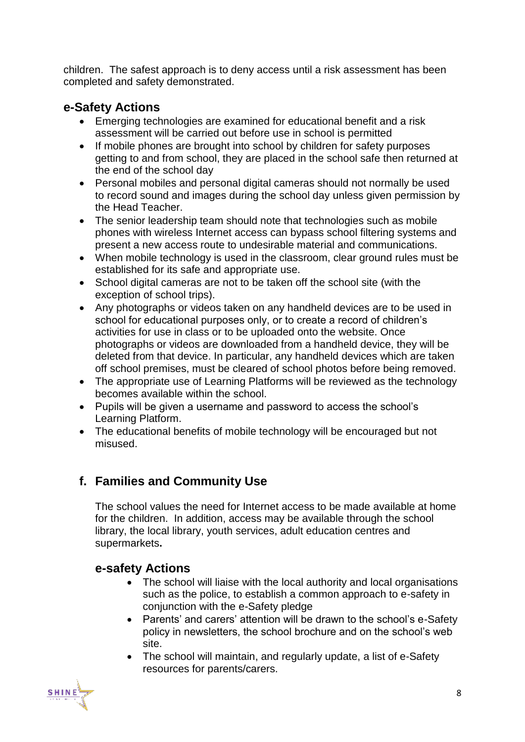children. The safest approach is to deny access until a risk assessment has been completed and safety demonstrated.

### e-Safety Actions

- Emerging technologies are examined for educational benefit and a risk assessment will be carried out before use in school is permitted
- If mobile phones are brought into school by children for safety purposes getting to and from school, they are placed in the school safe then returned at the end of the school day
- Personal mobiles and personal digital cameras should not normally be used to record sound and images during the school day unless given permission by the Head Teacher.
- The senior leadership team should note that technologies such as mobile phones with wireless Internet access can bypass school filtering systems and present a new access route to undesirable material and communications.
- When mobile technology is used in the classroom, clear ground rules must be established for its safe and appropriate use.
- School digital cameras are not to be taken off the school site (with the exception of school trips).
- Any photographs or videos taken on any handheld devices are to be used in school for educational purposes only, or to create a record of children's activities for use in class or to be uploaded onto the website. Once photographs or videos are downloaded from a handheld device, they will be deleted from that device. In particular, any handheld devices which are taken off school premises, must be cleared of school photos before being removed.
- The appropriate use of Learning Platforms will be reviewed as the technology becomes available within the school.
- Pupils will be given a username and password to access the school's Learning Platform.
- The educational benefits of mobile technology will be encouraged but not misused.

## f. Families and Community Use

The school values the need for Internet access to be made available at home for the children. In addition, access may be available through the school library, the local library, youth services, adult education centres and supermarkets**.**

### e-safety Actions

- The school will liaise with the local authority and local organisations such as the police, to establish a common approach to e-safety in conjunction with the e-Safety pledge
- Parents' and carers' attention will be drawn to the school's e-Safety policy in newsletters, the school brochure and on the school's web site.
- The school will maintain, and regularly update, a list of e-Safety resources for parents/carers.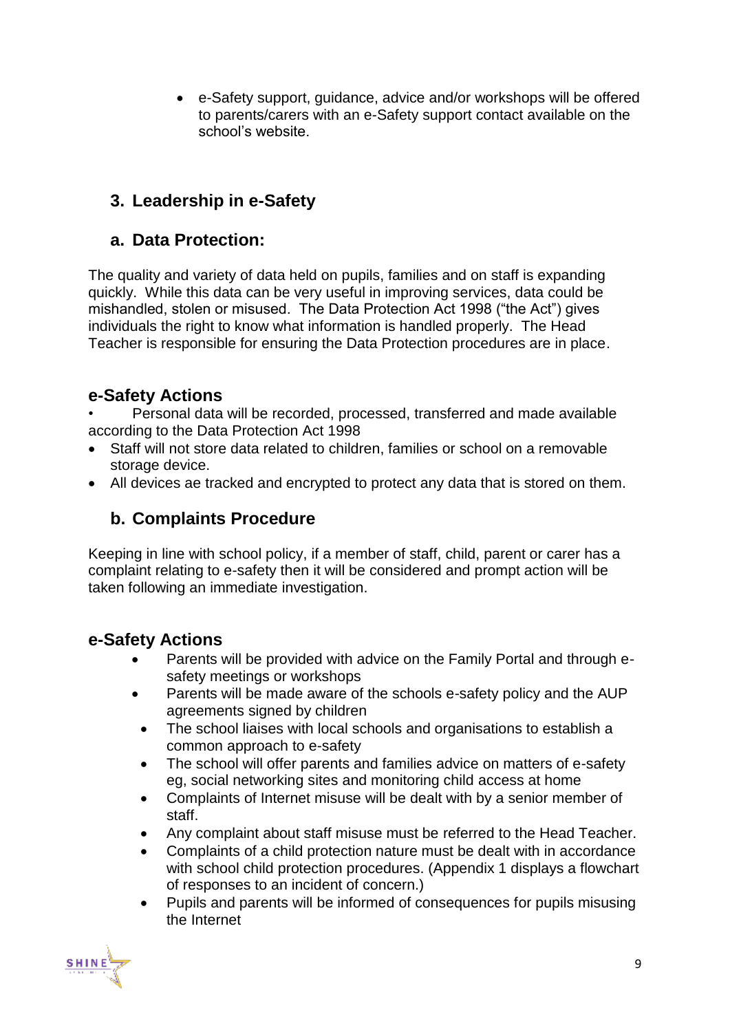- e-Safety support, guidance, advice and/or workshops will be offered to parents/carers with an e-Safety support contact available on the school's website.

## 3. Leadership in e-Safety

### a. Data Protection:

The quality and variety of data held on pupils, families and on staff is expanding quickly. While this data can be very useful in improving services, data could be mishandled, stolen or misused. The Data Protection Act 1998 ("the Act") gives individuals the right to know what information is handled properly. The Head Teacher is responsible for ensuring the Data Protection procedures are in place.

### e-Safety Actions

- Personal data will be recorded, processed, transferred and made available according to the Data Protection Act 1998
- Staff will not store data related to children, families or school on a removable storage device.
- All devices ae tracked and encrypted to protect any data that is stored on them.

### b. Complaints Procedure

Keeping in line with school policy, if a member of staff, child, parent or carer has a complaint relating to e-safety then it will be considered and prompt action will be taken following an immediate investigation.

### e-Safety Actions

- Parents will be provided with advice on the Family Portal and through e-safety meetings or workshops
- Parents will be made aware of the schools e-safety policy and the AUP agreements signed by children
- The school liaises with local schools and organisations to establish a common approach to e-safety
- The school will offer parents and families advice on matters of e-safety eg, social networking sites and monitoring child access at home
- Complaints of Internet misuse will be dealt with by a senior member of staff.
- Any complaint about staff misuse must be referred to the Head Teacher.
- Complaints of a child protection nature must be dealt with in accordance with school child protection procedures. (Appendix 1 displays a flowchart of responses to an incident of concern.)
- Pupils and parents will be informed of consequences for pupils misusing the Internet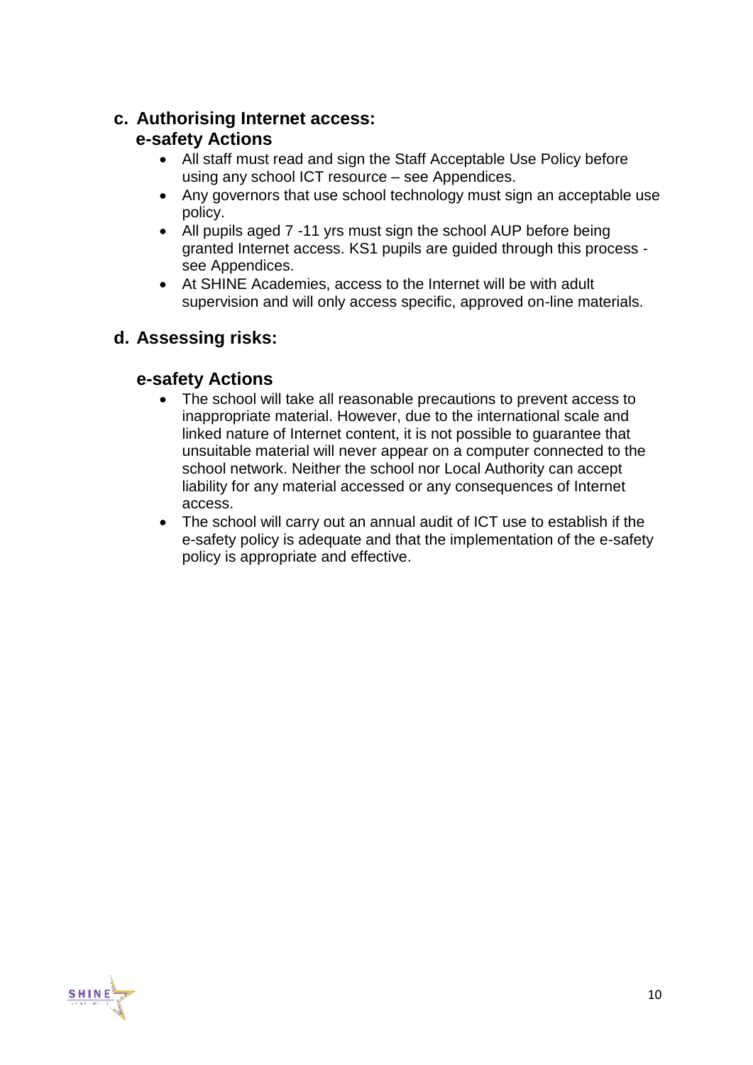## c. Authorising Internet access:

### e-safety Actions

- All staff must read and sign the Staff Acceptable Use Policy before using any school ICT resource – see Appendices.
- Any governors that use school technology must sign an acceptable use policy.
- All pupils aged 7 -11 yrs must sign the school AUP before being granted Internet access. KS1 pupils are guided through this process - see Appendices.
- At SHINE Academies, access to the Internet will be with adult supervision and will only access specific, approved on-line materials.

## d. Assessing risks:

### e-safety Actions

- The school will take all reasonable precautions to prevent access to inappropriate material. However, due to the international scale and linked nature of Internet content, it is not possible to guarantee that unsuitable material will never appear on a computer connected to the school network. Neither the school nor Local Authority can accept liability for any material accessed or any consequences of Internet access.
- The school will carry out an annual audit of ICT use to establish if the e-safety policy is adequate and that the implementation of the e-safety policy is appropriate and effective.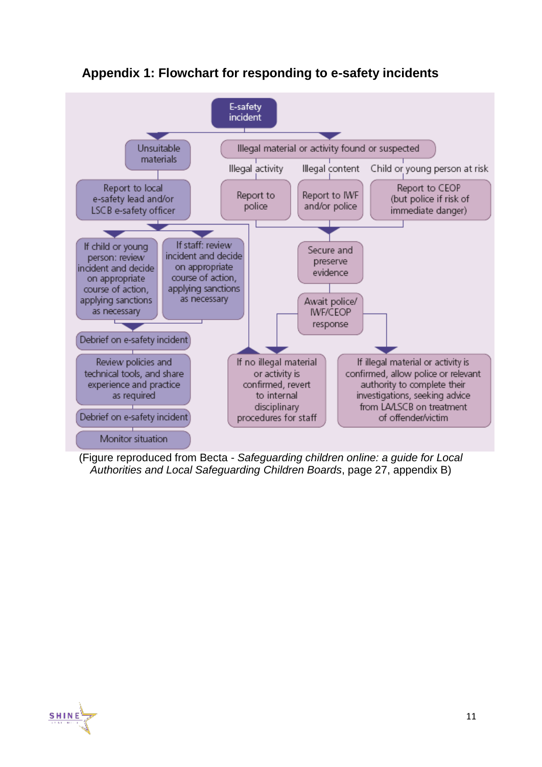## Appendix 1: Flowchart for responding to e-safety incidents

E-safety incident

- Unsuitable materials
  - Report to local e-safety lead and/or LSCB e-safety officer
    - If child or young person: review incident and decide on appropriate course of action, applying sanctions as necessary
    - If staff: review incident and decide on appropriate course of action, applying sanctions as necessary
  - Debrief on e-safety incident
  - Review policies and technical tools, and share experience and practice as required
  - Debrief on e-safety incident
  - Monitor situation
- Illegal material or activity found or suspected
  - Illegal activity: Report to police
  - Illegal content: Report to IWF and/or police
  - Child or young person at risk: Report to CEOP (but police if risk of immediate danger)
  - Secure and preserve evidence
  - Await police/ IWF/CEOP response
    - If no illegal material or activity is confirmed, revert to internal disciplinary procedures for staff
    - If illegal material or activity is confirmed, allow police or relevant authority to complete their investigations, seeking advice from LA/LSCB on treatment of offender/victim

(Figure reproduced from Becta - *Safeguarding children online: a guide for Local Authorities and Local Safeguarding Children Boards*, page 27, appendix B)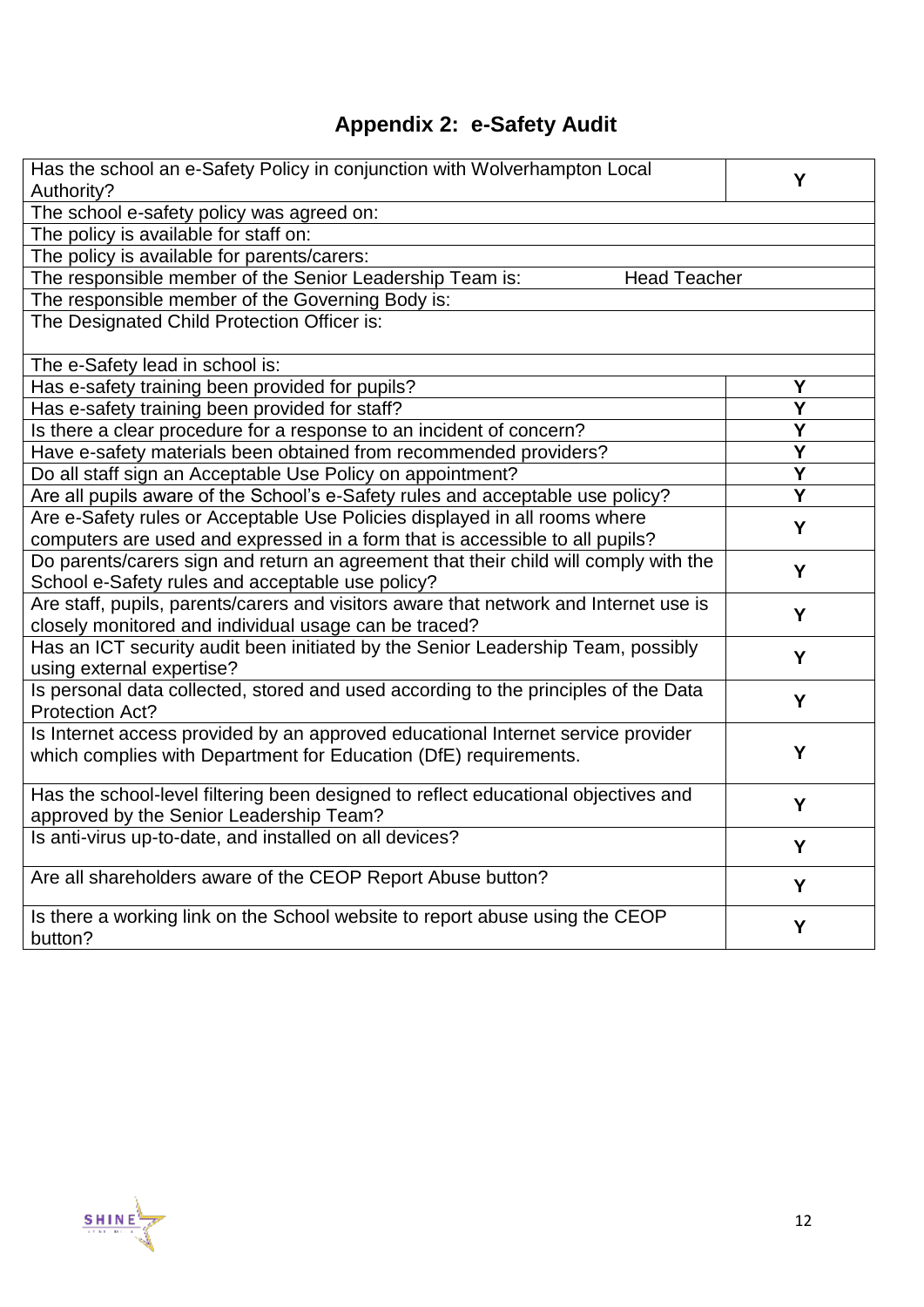## Appendix 2: e-Safety Audit

| | |
|---|---|
| Has the school an e-Safety Policy in conjunction with Wolverhampton Local Authority? | Y |
| The school e-safety policy was agreed on: | |
| The policy is available for staff on: | |
| The policy is available for parents/carers: | |
| The responsible member of the Senior Leadership Team is: | Head Teacher |
| The responsible member of the Governing Body is: | |
| The Designated Child Protection Officer is: | |
| The e-Safety lead in school is: | |
| Has e-safety training been provided for pupils? | Y |
| Has e-safety training been provided for staff? | Y |
| Is there a clear procedure for a response to an incident of concern? | Y |
| Have e-safety materials been obtained from recommended providers? | Y |
| Do all staff sign an Acceptable Use Policy on appointment? | Y |
| Are all pupils aware of the School's e-Safety rules and acceptable use policy? | Y |
| Are e-Safety rules or Acceptable Use Policies displayed in all rooms where computers are used and expressed in a form that is accessible to all pupils? | Y |
| Do parents/carers sign and return an agreement that their child will comply with the School e-Safety rules and acceptable use policy? | Y |
| Are staff, pupils, parents/carers and visitors aware that network and Internet use is closely monitored and individual usage can be traced? | Y |
| Has an ICT security audit been initiated by the Senior Leadership Team, possibly using external expertise? | Y |
| Is personal data collected, stored and used according to the principles of the Data Protection Act? | Y |
| Is Internet access provided by an approved educational Internet service provider which complies with Department for Education (DfE) requirements. | Y |
| Has the school-level filtering been designed to reflect educational objectives and approved by the Senior Leadership Team? | Y |
| Is anti-virus up-to-date, and installed on all devices? | Y |
| Are all shareholders aware of the CEOP Report Abuse button? | Y |
| Is there a working link on the School website to report abuse using the CEOP button? | Y |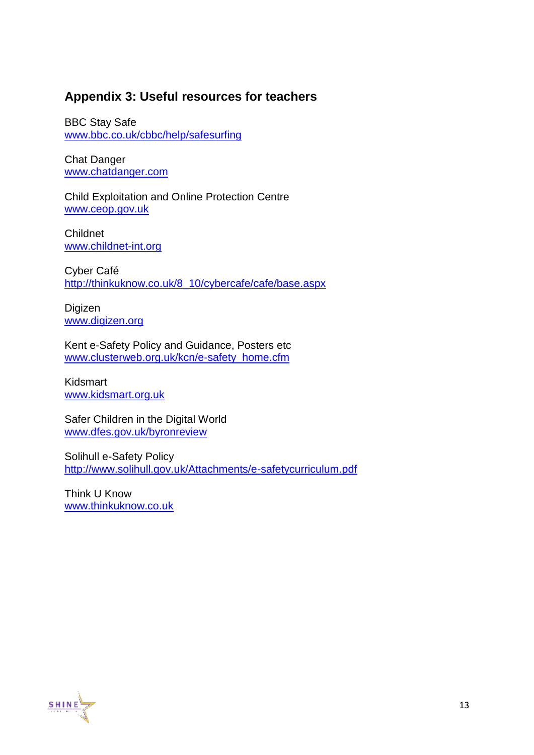## Appendix 3: Useful resources for teachers

BBC Stay Safe
www.bbc.co.uk/cbbc/help/safesurfing

Chat Danger
www.chatdanger.com

Child Exploitation and Online Protection Centre
www.ceop.gov.uk

Childnet
www.childnet-int.org

Cyber Café
http://thinkuknow.co.uk/8_10/cybercafe/cafe/base.aspx

Digizen
www.digizen.org

Kent e-Safety Policy and Guidance, Posters etc
www.clusterweb.org.uk/kcn/e-safety_home.cfm

Kidsmart
www.kidsmart.org.uk

Safer Children in the Digital World
www.dfes.gov.uk/byronreview

Solihull e-Safety Policy
http://www.solihull.gov.uk/Attachments/e-safetycurriculum.pdf

Think U Know
www.thinkuknow.co.uk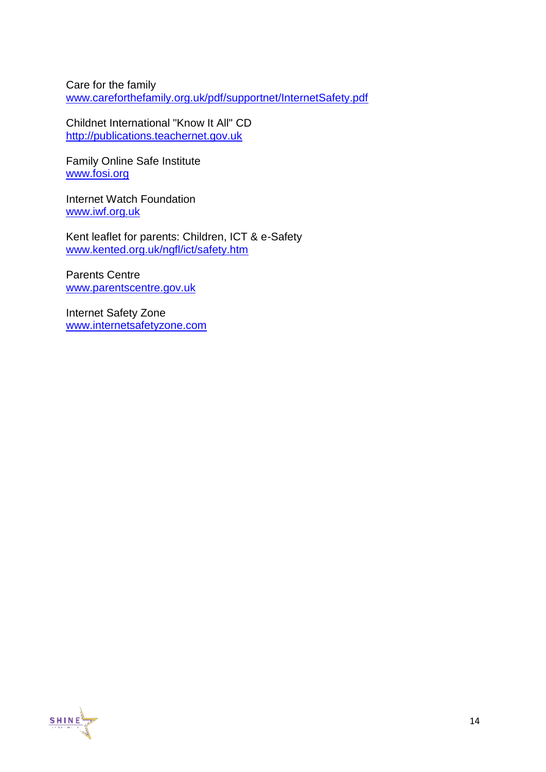Care for the family
www.careforthefamily.org.uk/pdf/supportnet/InternetSafety.pdf

Childnet International "Know It All" CD
http://publications.teachernet.gov.uk

Family Online Safe Institute
www.fosi.org

Internet Watch Foundation
www.iwf.org.uk

Kent leaflet for parents: Children, ICT & e-Safety
www.kented.org.uk/ngfl/ict/safety.htm

Parents Centre
www.parentscentre.gov.uk

Internet Safety Zone
www.internetsafetyzone.com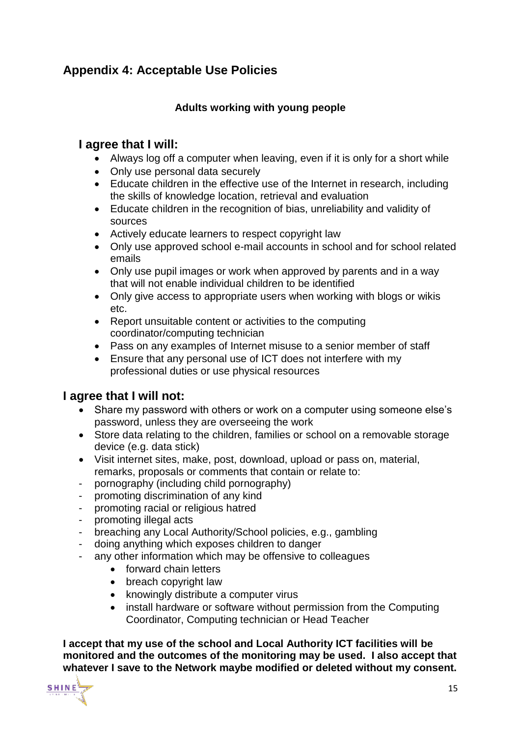## Appendix 4: Acceptable Use Policies

**Adults working with young people**

### I agree that I will:

- Always log off a computer when leaving, even if it is only for a short while
- Only use personal data securely
- Educate children in the effective use of the Internet in research, including the skills of knowledge location, retrieval and evaluation
- Educate children in the recognition of bias, unreliability and validity of sources
- Actively educate learners to respect copyright law
- Only use approved school e-mail accounts in school and for school related emails
- Only use pupil images or work when approved by parents and in a way that will not enable individual children to be identified
- Only give access to appropriate users when working with blogs or wikis etc.
- Report unsuitable content or activities to the computing coordinator/computing technician
- Pass on any examples of Internet misuse to a senior member of staff
- Ensure that any personal use of ICT does not interfere with my professional duties or use physical resources

### I agree that I will not:

- Share my password with others or work on a computer using someone else's password, unless they are overseeing the work
- Store data relating to the children, families or school on a removable storage device (e.g. data stick)
- Visit internet sites, make, post, download, upload or pass on, material, remarks, proposals or comments that contain or relate to:
  - pornography (including child pornography)
  - promoting discrimination of any kind
  - promoting racial or religious hatred
  - promoting illegal acts
  - breaching any Local Authority/School policies, e.g., gambling
  - doing anything which exposes children to danger
  - any other information which may be offensive to colleagues
    - forward chain letters
    - breach copyright law
    - knowingly distribute a computer virus
    - install hardware or software without permission from the Computing Coordinator, Computing technician or Head Teacher

**I accept that my use of the school and Local Authority ICT facilities will be monitored and the outcomes of the monitoring may be used. I also accept that whatever I save to the Network maybe modified or deleted without my consent.**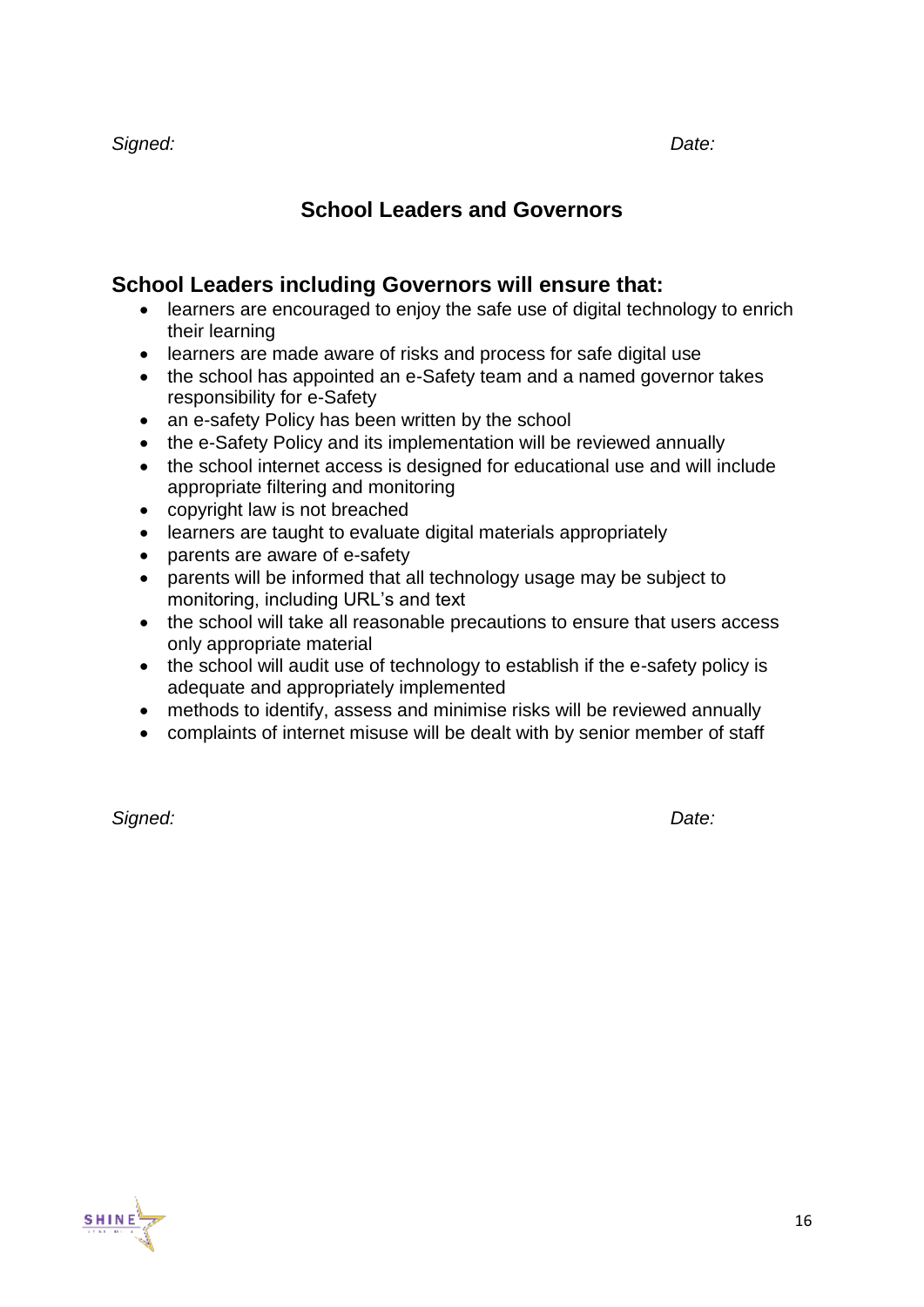*Signed:* *Date:*

## School Leaders and Governors

### School Leaders including Governors will ensure that:

- learners are encouraged to enjoy the safe use of digital technology to enrich their learning
- learners are made aware of risks and process for safe digital use
- the school has appointed an e-Safety team and a named governor takes responsibility for e-Safety
- an e-safety Policy has been written by the school
- the e-Safety Policy and its implementation will be reviewed annually
- the school internet access is designed for educational use and will include appropriate filtering and monitoring
- copyright law is not breached
- learners are taught to evaluate digital materials appropriately
- parents are aware of e-safety
- parents will be informed that all technology usage may be subject to monitoring, including URL's and text
- the school will take all reasonable precautions to ensure that users access only appropriate material
- the school will audit use of technology to establish if the e-safety policy is adequate and appropriately implemented
- methods to identify, assess and minimise risks will be reviewed annually
- complaints of internet misuse will be dealt with by senior member of staff

*Signed:* *Date:*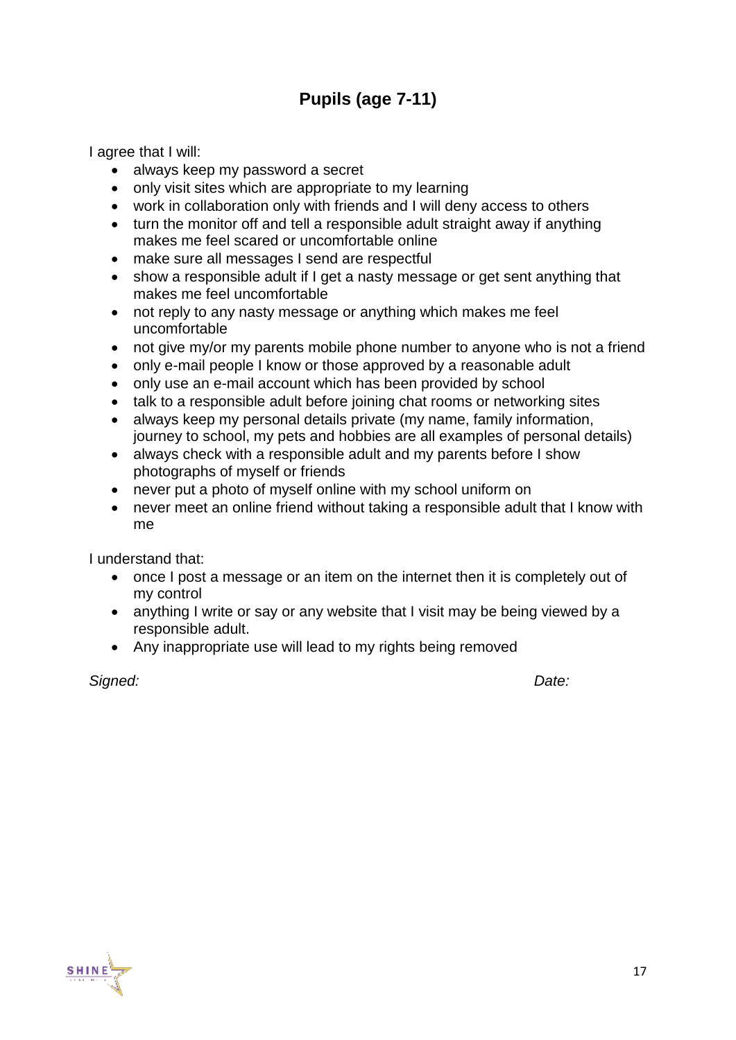## Pupils (age 7-11)

I agree that I will:

- always keep my password a secret
- only visit sites which are appropriate to my learning
- work in collaboration only with friends and I will deny access to others
- turn the monitor off and tell a responsible adult straight away if anything makes me feel scared or uncomfortable online
- make sure all messages I send are respectful
- show a responsible adult if I get a nasty message or get sent anything that makes me feel uncomfortable
- not reply to any nasty message or anything which makes me feel uncomfortable
- not give my/or my parents mobile phone number to anyone who is not a friend
- only e-mail people I know or those approved by a reasonable adult
- only use an e-mail account which has been provided by school
- talk to a responsible adult before joining chat rooms or networking sites
- always keep my personal details private (my name, family information, journey to school, my pets and hobbies are all examples of personal details)
- always check with a responsible adult and my parents before I show photographs of myself or friends
- never put a photo of myself online with my school uniform on
- never meet an online friend without taking a responsible adult that I know with me

I understand that:

- once I post a message or an item on the internet then it is completely out of my control
- anything I write or say or any website that I visit may be being viewed by a responsible adult.
- Any inappropriate use will lead to my rights being removed

*Signed:* *Date:*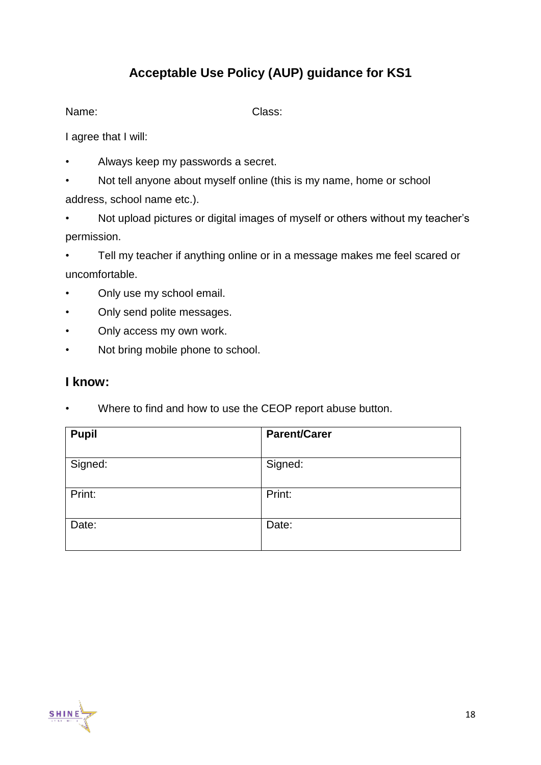# Acceptable Use Policy (AUP) guidance for KS1

Name: Class:

I agree that I will:

- Always keep my passwords a secret.
- Not tell anyone about myself online (this is my name, home or school address, school name etc.).
- Not upload pictures or digital images of myself or others without my teacher's permission.
- Tell my teacher if anything online or in a message makes me feel scared or uncomfortable.
- Only use my school email.
- Only send polite messages.
- Only access my own work.
- Not bring mobile phone to school.

## I know:

- Where to find and how to use the CEOP report abuse button.

| **Pupil** | **Parent/Carer** |
|---|---|
| Signed: | Signed: |
| Print: | Print: |
| Date: | Date: |